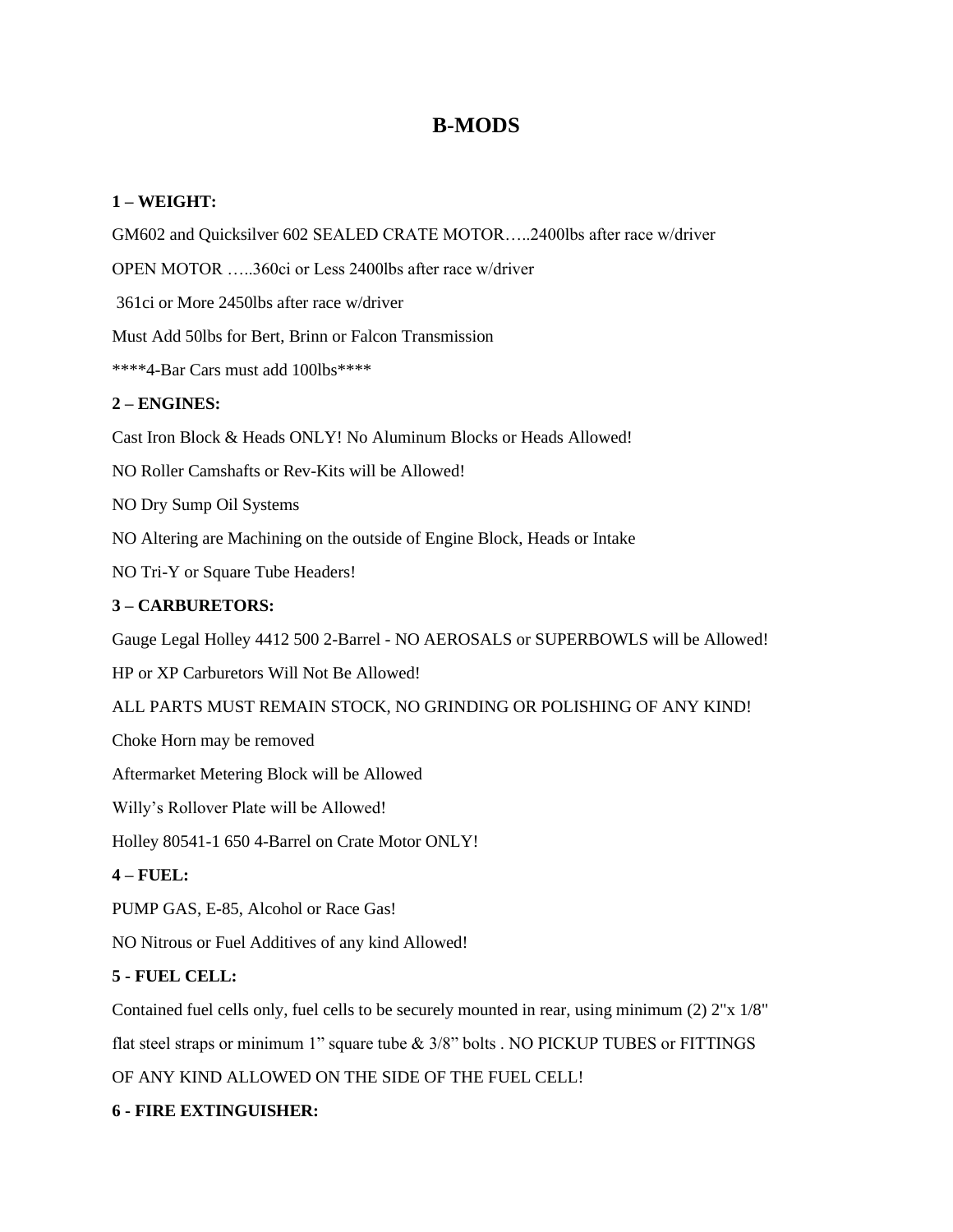# B-MODS

**1 – WEIGHT:**

GM602 and Quicksilver 602 SEALED CRATE MOTOR…..2400lbs after race w/driver

OPEN MOTOR …..360ci or Less 2400lbs after race w/driver

361ci or More 2450lbs after race w/driver

Must Add 50lbs for Bert, Brinn or Falcon Transmission

****4-Bar Cars must add 100lbs****

**2 – ENGINES:**

Cast Iron Block & Heads ONLY! No Aluminum Blocks or Heads Allowed!

NO Roller Camshafts or Rev-Kits will be Allowed!

NO Dry Sump Oil Systems

NO Altering are Machining on the outside of Engine Block, Heads or Intake

NO Tri-Y or Square Tube Headers!

**3 – CARBURETORS:**

Gauge Legal Holley 4412 500 2-Barrel - NO AEROSALS or SUPERBOWLS will be Allowed!

HP or XP Carburetors Will Not Be Allowed!

ALL PARTS MUST REMAIN STOCK, NO GRINDING OR POLISHING OF ANY KIND!

Choke Horn may be removed

Aftermarket Metering Block will be Allowed

Willy's Rollover Plate will be Allowed!

Holley 80541-1 650 4-Barrel on Crate Motor ONLY!

**4 – FUEL:**

PUMP GAS, E-85, Alcohol or Race Gas!

NO Nitrous or Fuel Additives of any kind Allowed!

**5 - FUEL CELL:**

Contained fuel cells only, fuel cells to be securely mounted in rear, using minimum (2) 2"x 1/8" flat steel straps or minimum 1" square tube & 3/8" bolts . NO PICKUP TUBES or FITTINGS OF ANY KIND ALLOWED ON THE SIDE OF THE FUEL CELL!

**6 - FIRE EXTINGUISHER:**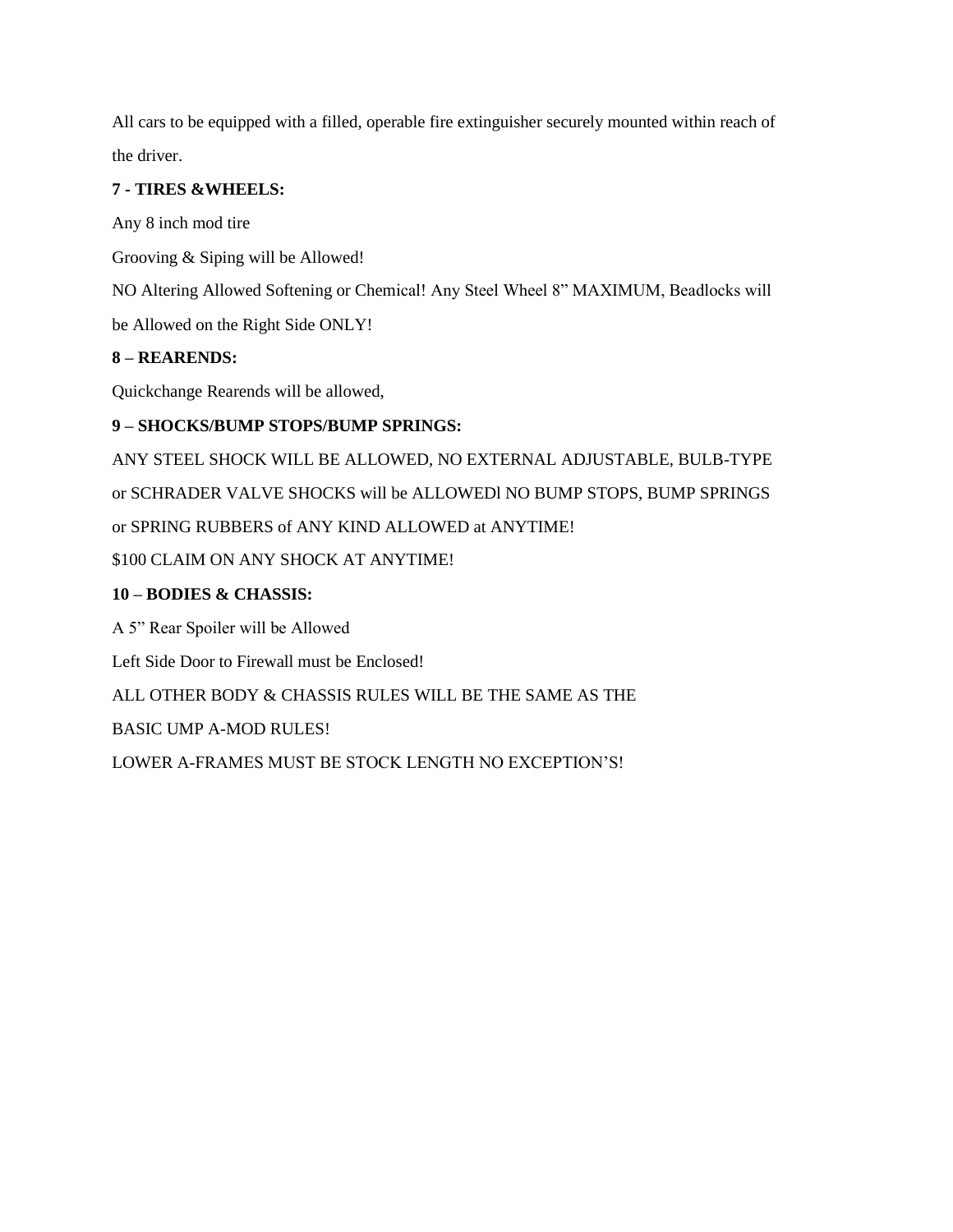All cars to be equipped with a filled, operable fire extinguisher securely mounted within reach of the driver.

**7 - TIRES &WHEELS:**

Any 8 inch mod tire

Grooving & Siping will be Allowed!

NO Altering Allowed Softening or Chemical! Any Steel Wheel 8" MAXIMUM, Beadlocks will be Allowed on the Right Side ONLY!

**8 – REARENDS:**

Quickchange Rearends will be allowed,

**9 – SHOCKS/BUMP STOPS/BUMP SPRINGS:**

ANY STEEL SHOCK WILL BE ALLOWED, NO EXTERNAL ADJUSTABLE, BULB-TYPE or SCHRADER VALVE SHOCKS will be ALLOWEDl NO BUMP STOPS, BUMP SPRINGS or SPRING RUBBERS of ANY KIND ALLOWED at ANYTIME!

$100 CLAIM ON ANY SHOCK AT ANYTIME!

**10 – BODIES & CHASSIS:**

A 5" Rear Spoiler will be Allowed

Left Side Door to Firewall must be Enclosed!

ALL OTHER BODY & CHASSIS RULES WILL BE THE SAME AS THE BASIC UMP A-MOD RULES!

LOWER A-FRAMES MUST BE STOCK LENGTH NO EXCEPTION'S!